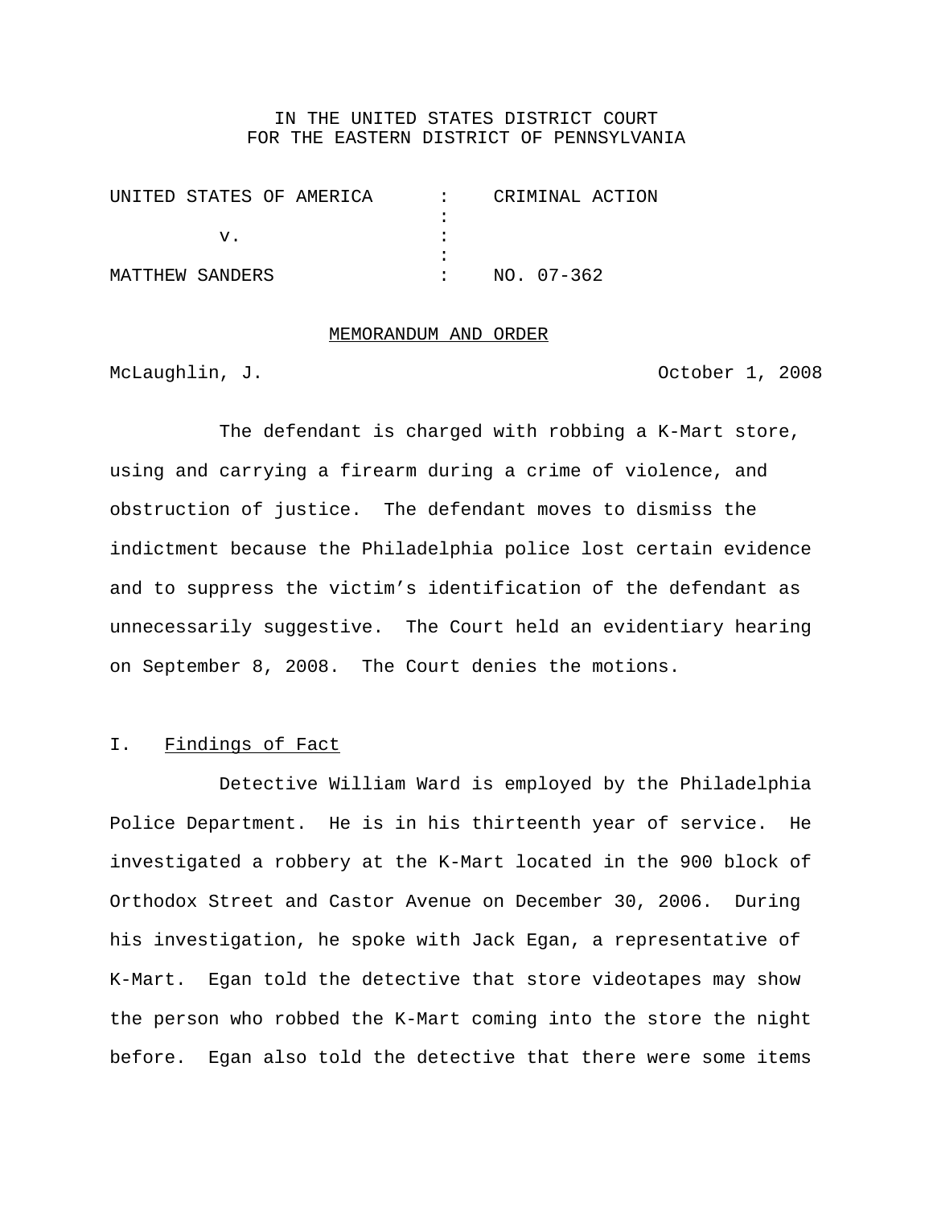IN THE UNITED STATES DISTRICT COURT
FOR THE EASTERN DISTRICT OF PENNSYLVANIA

| | | |
|---|---|---|
| UNITED STATES OF AMERICA | : | CRIMINAL ACTION |
| v. | : | |
| MATTHEW SANDERS | : | NO. 07-362 |

## MEMORANDUM AND ORDER

McLaughlin, J. October 1, 2008

The defendant is charged with robbing a K-Mart store, using and carrying a firearm during a crime of violence, and obstruction of justice. The defendant moves to dismiss the indictment because the Philadelphia police lost certain evidence and to suppress the victim's identification of the defendant as unnecessarily suggestive. The Court held an evidentiary hearing on September 8, 2008. The Court denies the motions.

## I. Findings of Fact

Detective William Ward is employed by the Philadelphia Police Department. He is in his thirteenth year of service. He investigated a robbery at the K-Mart located in the 900 block of Orthodox Street and Castor Avenue on December 30, 2006. During his investigation, he spoke with Jack Egan, a representative of K-Mart. Egan told the detective that store videotapes may show the person who robbed the K-Mart coming into the store the night before. Egan also told the detective that there were some items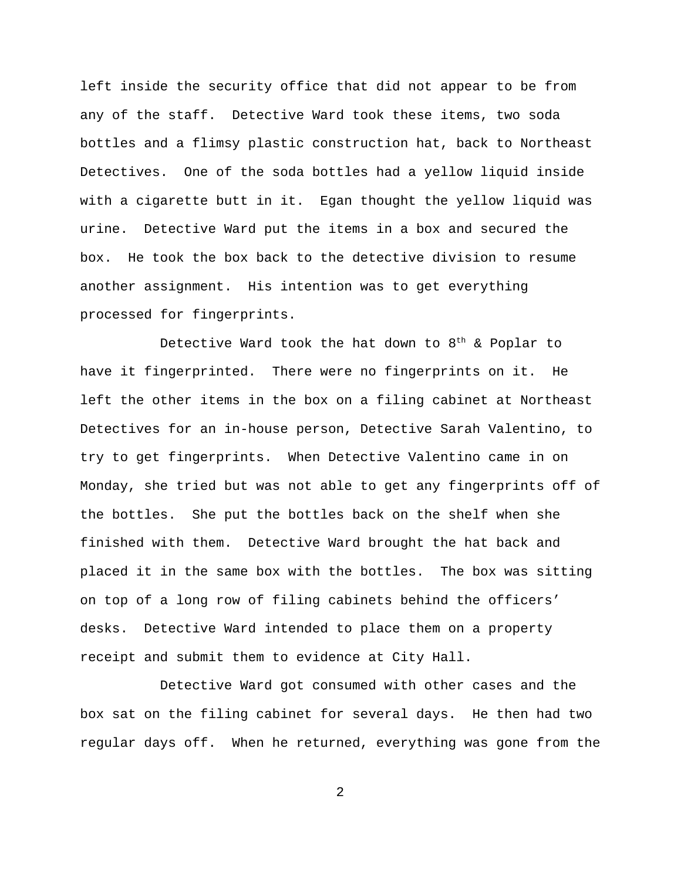left inside the security office that did not appear to be from any of the staff. Detective Ward took these items, two soda bottles and a flimsy plastic construction hat, back to Northeast Detectives. One of the soda bottles had a yellow liquid inside with a cigarette butt in it. Egan thought the yellow liquid was urine. Detective Ward put the items in a box and secured the box. He took the box back to the detective division to resume another assignment. His intention was to get everything processed for fingerprints.

Detective Ward took the hat down to 8th & Poplar to have it fingerprinted. There were no fingerprints on it. He left the other items in the box on a filing cabinet at Northeast Detectives for an in-house person, Detective Sarah Valentino, to try to get fingerprints. When Detective Valentino came in on Monday, she tried but was not able to get any fingerprints off of the bottles. She put the bottles back on the shelf when she finished with them. Detective Ward brought the hat back and placed it in the same box with the bottles. The box was sitting on top of a long row of filing cabinets behind the officers' desks. Detective Ward intended to place them on a property receipt and submit them to evidence at City Hall.

Detective Ward got consumed with other cases and the box sat on the filing cabinet for several days. He then had two regular days off. When he returned, everything was gone from the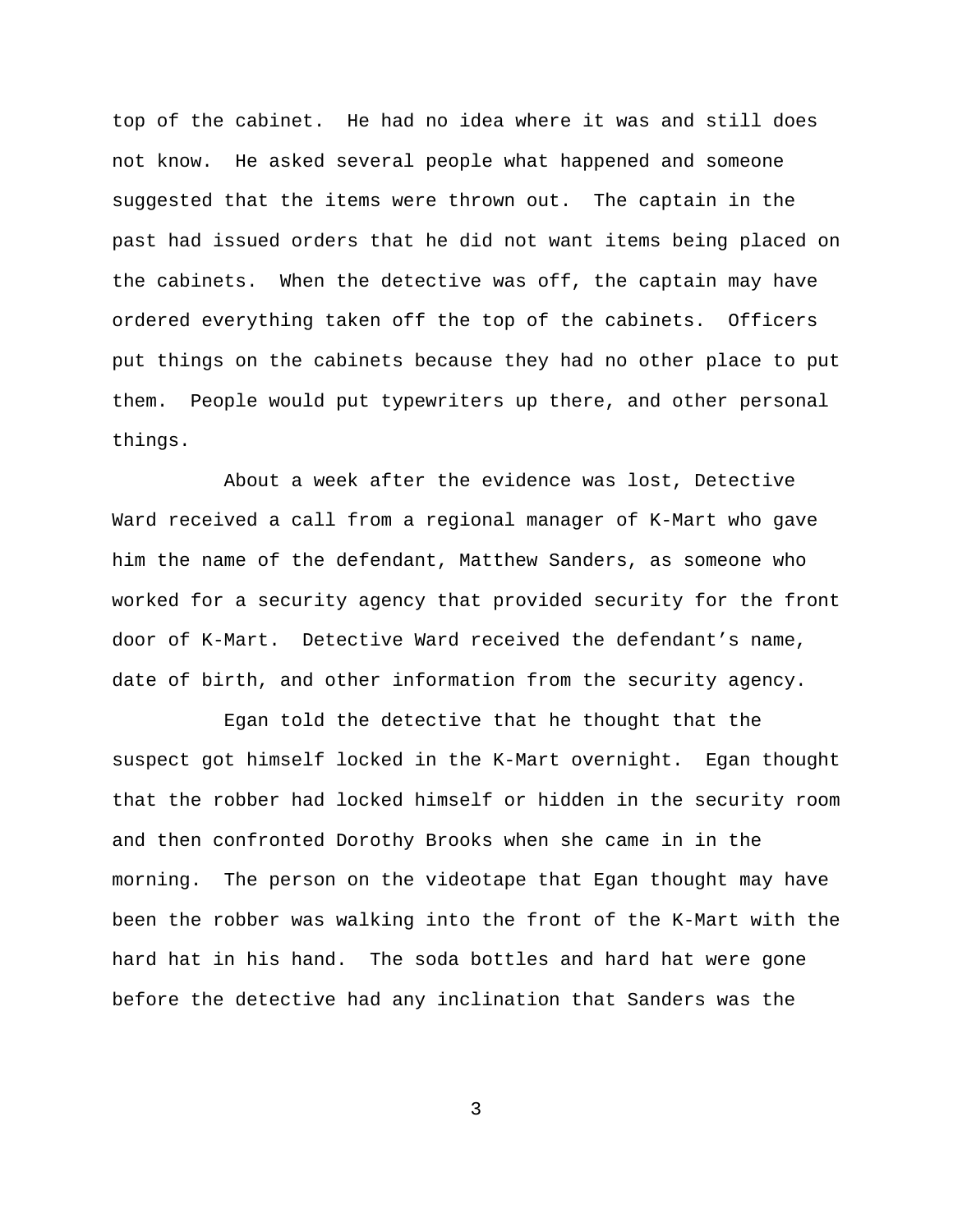top of the cabinet. He had no idea where it was and still does not know. He asked several people what happened and someone suggested that the items were thrown out. The captain in the past had issued orders that he did not want items being placed on the cabinets. When the detective was off, the captain may have ordered everything taken off the top of the cabinets. Officers put things on the cabinets because they had no other place to put them. People would put typewriters up there, and other personal things.

About a week after the evidence was lost, Detective Ward received a call from a regional manager of K-Mart who gave him the name of the defendant, Matthew Sanders, as someone who worked for a security agency that provided security for the front door of K-Mart. Detective Ward received the defendant's name, date of birth, and other information from the security agency.

Egan told the detective that he thought that the suspect got himself locked in the K-Mart overnight. Egan thought that the robber had locked himself or hidden in the security room and then confronted Dorothy Brooks when she came in in the morning. The person on the videotape that Egan thought may have been the robber was walking into the front of the K-Mart with the hard hat in his hand. The soda bottles and hard hat were gone before the detective had any inclination that Sanders was the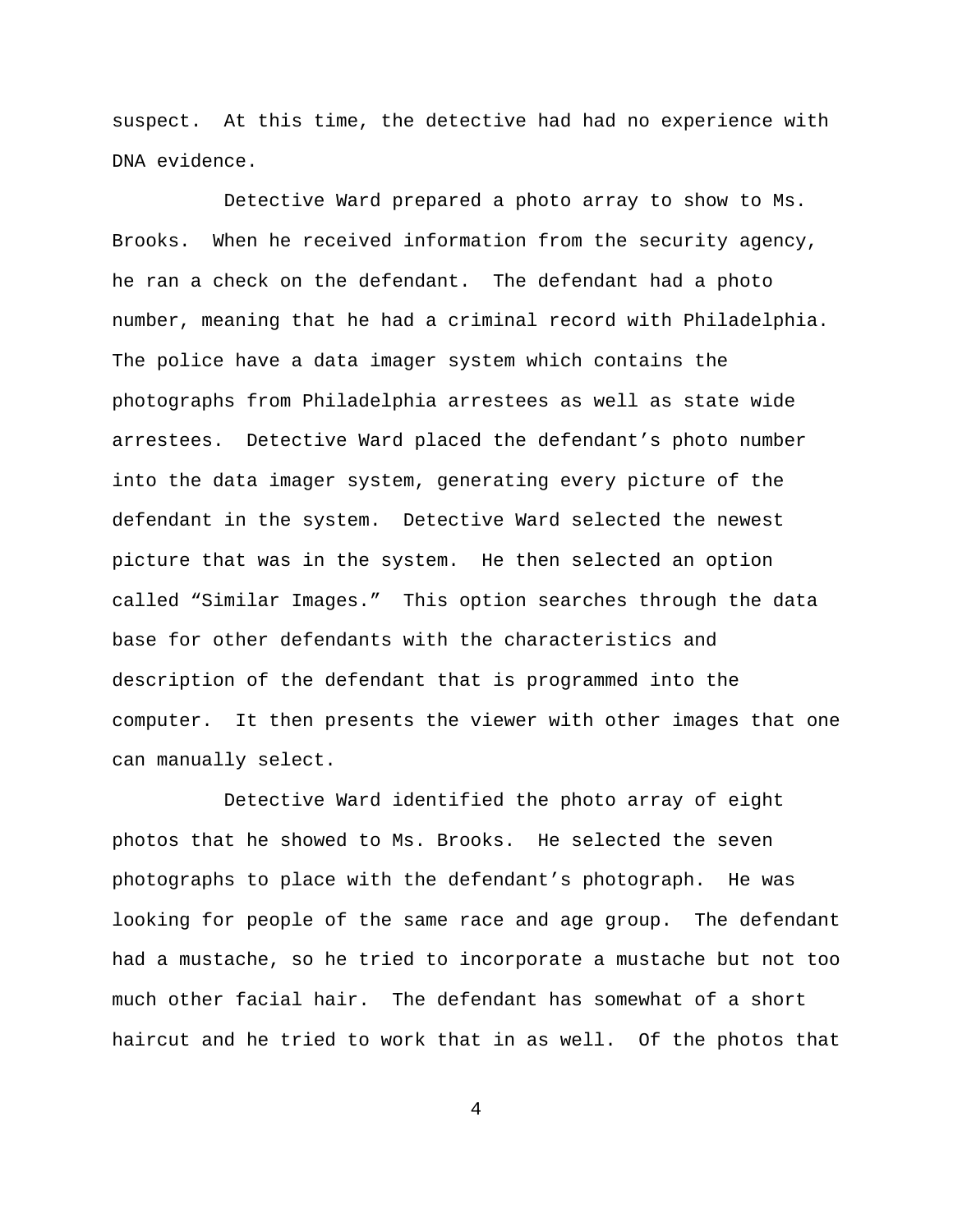suspect. At this time, the detective had had no experience with DNA evidence.

Detective Ward prepared a photo array to show to Ms. Brooks. When he received information from the security agency, he ran a check on the defendant. The defendant had a photo number, meaning that he had a criminal record with Philadelphia. The police have a data imager system which contains the photographs from Philadelphia arrestees as well as state wide arrestees. Detective Ward placed the defendant's photo number into the data imager system, generating every picture of the defendant in the system. Detective Ward selected the newest picture that was in the system. He then selected an option called "Similar Images." This option searches through the data base for other defendants with the characteristics and description of the defendant that is programmed into the computer. It then presents the viewer with other images that one can manually select.

Detective Ward identified the photo array of eight photos that he showed to Ms. Brooks. He selected the seven photographs to place with the defendant's photograph. He was looking for people of the same race and age group. The defendant had a mustache, so he tried to incorporate a mustache but not too much other facial hair. The defendant has somewhat of a short haircut and he tried to work that in as well. Of the photos that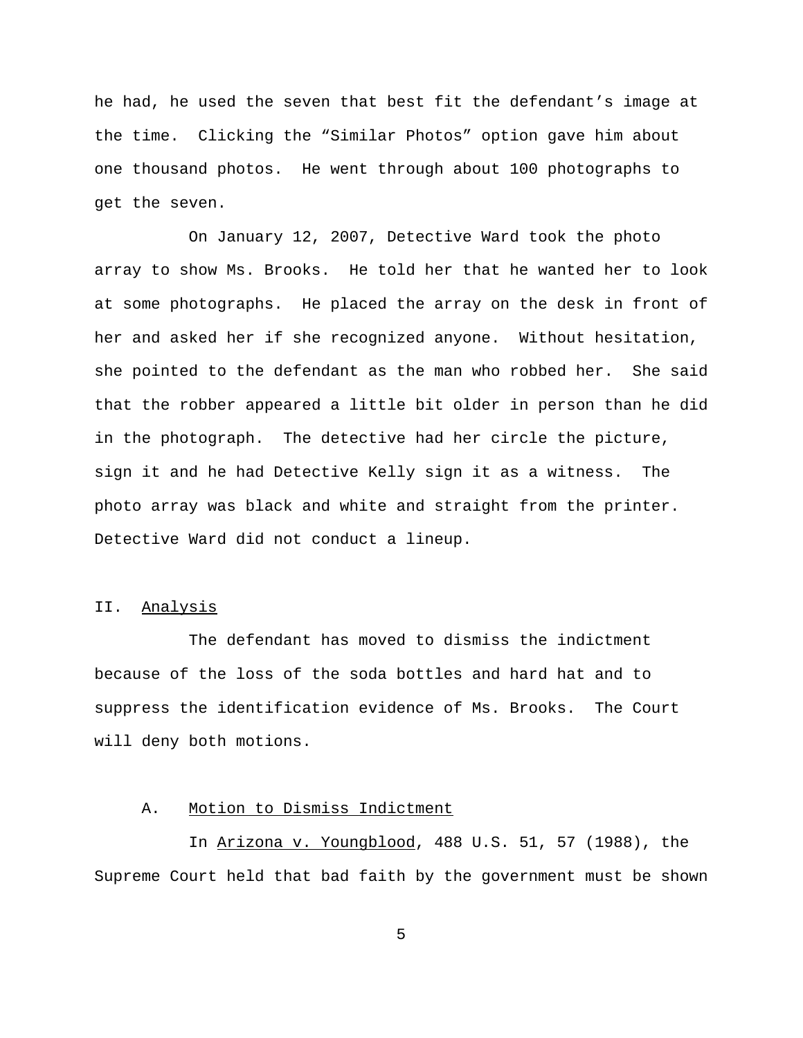he had, he used the seven that best fit the defendant's image at the time. Clicking the "Similar Photos" option gave him about one thousand photos. He went through about 100 photographs to get the seven.

On January 12, 2007, Detective Ward took the photo array to show Ms. Brooks. He told her that he wanted her to look at some photographs. He placed the array on the desk in front of her and asked her if she recognized anyone. Without hesitation, she pointed to the defendant as the man who robbed her. She said that the robber appeared a little bit older in person than he did in the photograph. The detective had her circle the picture, sign it and he had Detective Kelly sign it as a witness. The photo array was black and white and straight from the printer. Detective Ward did not conduct a lineup.

## II. Analysis

The defendant has moved to dismiss the indictment because of the loss of the soda bottles and hard hat and to suppress the identification evidence of Ms. Brooks. The Court will deny both motions.

### A. Motion to Dismiss Indictment

In Arizona v. Youngblood, 488 U.S. 51, 57 (1988), the Supreme Court held that bad faith by the government must be shown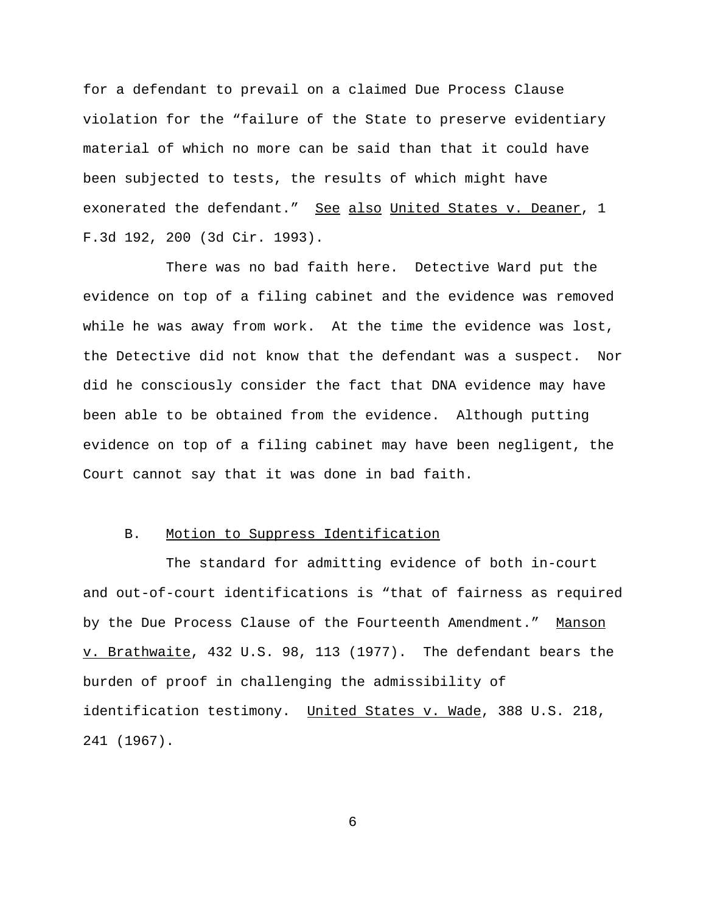for a defendant to prevail on a claimed Due Process Clause violation for the "failure of the State to preserve evidentiary material of which no more can be said than that it could have been subjected to tests, the results of which might have exonerated the defendant." See also United States v. Deaner, 1 F.3d 192, 200 (3d Cir. 1993).

There was no bad faith here. Detective Ward put the evidence on top of a filing cabinet and the evidence was removed while he was away from work. At the time the evidence was lost, the Detective did not know that the defendant was a suspect. Nor did he consciously consider the fact that DNA evidence may have been able to be obtained from the evidence. Although putting evidence on top of a filing cabinet may have been negligent, the Court cannot say that it was done in bad faith.

### B. Motion to Suppress Identification

The standard for admitting evidence of both in-court and out-of-court identifications is "that of fairness as required by the Due Process Clause of the Fourteenth Amendment." Manson v. Brathwaite, 432 U.S. 98, 113 (1977). The defendant bears the burden of proof in challenging the admissibility of identification testimony. United States v. Wade, 388 U.S. 218, 241 (1967).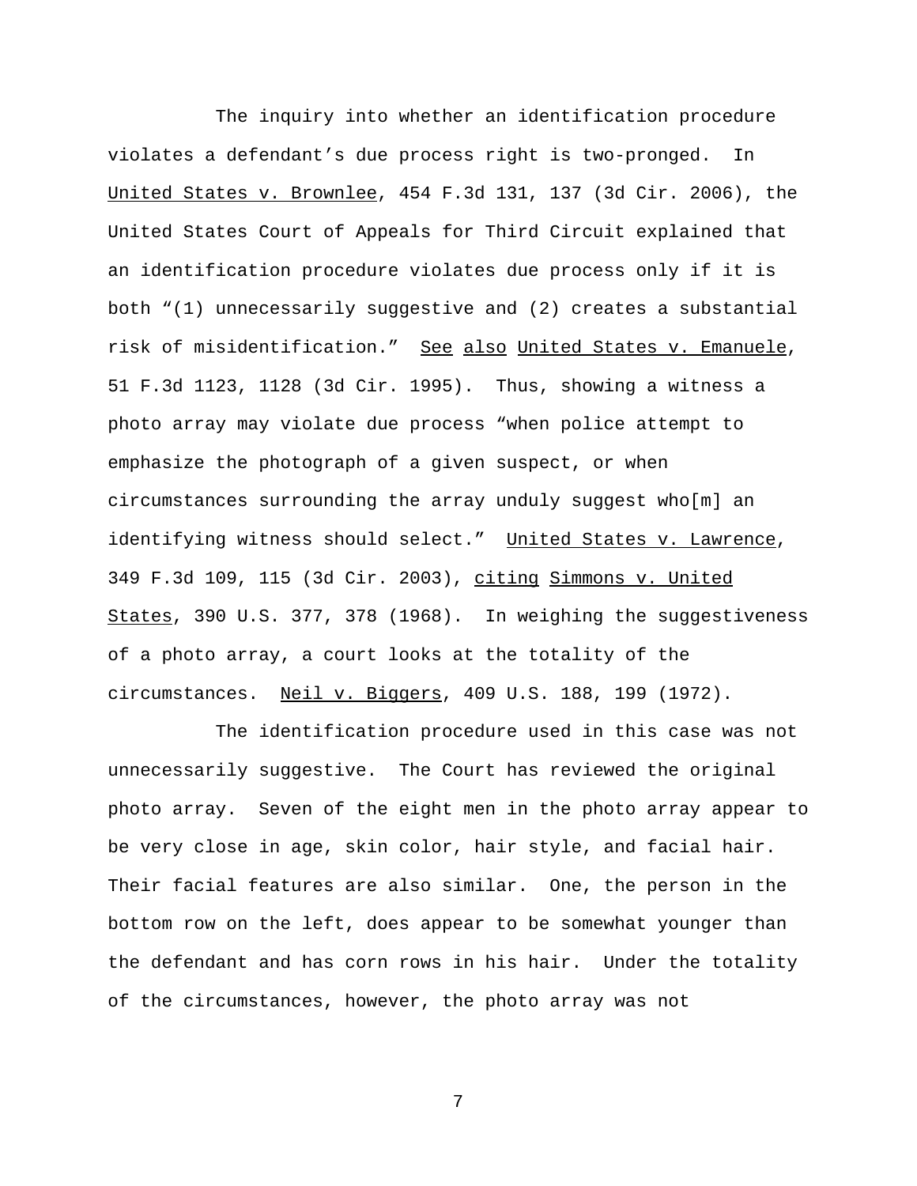The inquiry into whether an identification procedure violates a defendant's due process right is two-pronged. In United States v. Brownlee, 454 F.3d 131, 137 (3d Cir. 2006), the United States Court of Appeals for Third Circuit explained that an identification procedure violates due process only if it is both "(1) unnecessarily suggestive and (2) creates a substantial risk of misidentification." See also United States v. Emanuele, 51 F.3d 1123, 1128 (3d Cir. 1995). Thus, showing a witness a photo array may violate due process "when police attempt to emphasize the photograph of a given suspect, or when circumstances surrounding the array unduly suggest who[m] an identifying witness should select." United States v. Lawrence, 349 F.3d 109, 115 (3d Cir. 2003), citing Simmons v. United States, 390 U.S. 377, 378 (1968). In weighing the suggestiveness of a photo array, a court looks at the totality of the circumstances. Neil v. Biggers, 409 U.S. 188, 199 (1972).

The identification procedure used in this case was not unnecessarily suggestive. The Court has reviewed the original photo array. Seven of the eight men in the photo array appear to be very close in age, skin color, hair style, and facial hair. Their facial features are also similar. One, the person in the bottom row on the left, does appear to be somewhat younger than the defendant and has corn rows in his hair. Under the totality of the circumstances, however, the photo array was not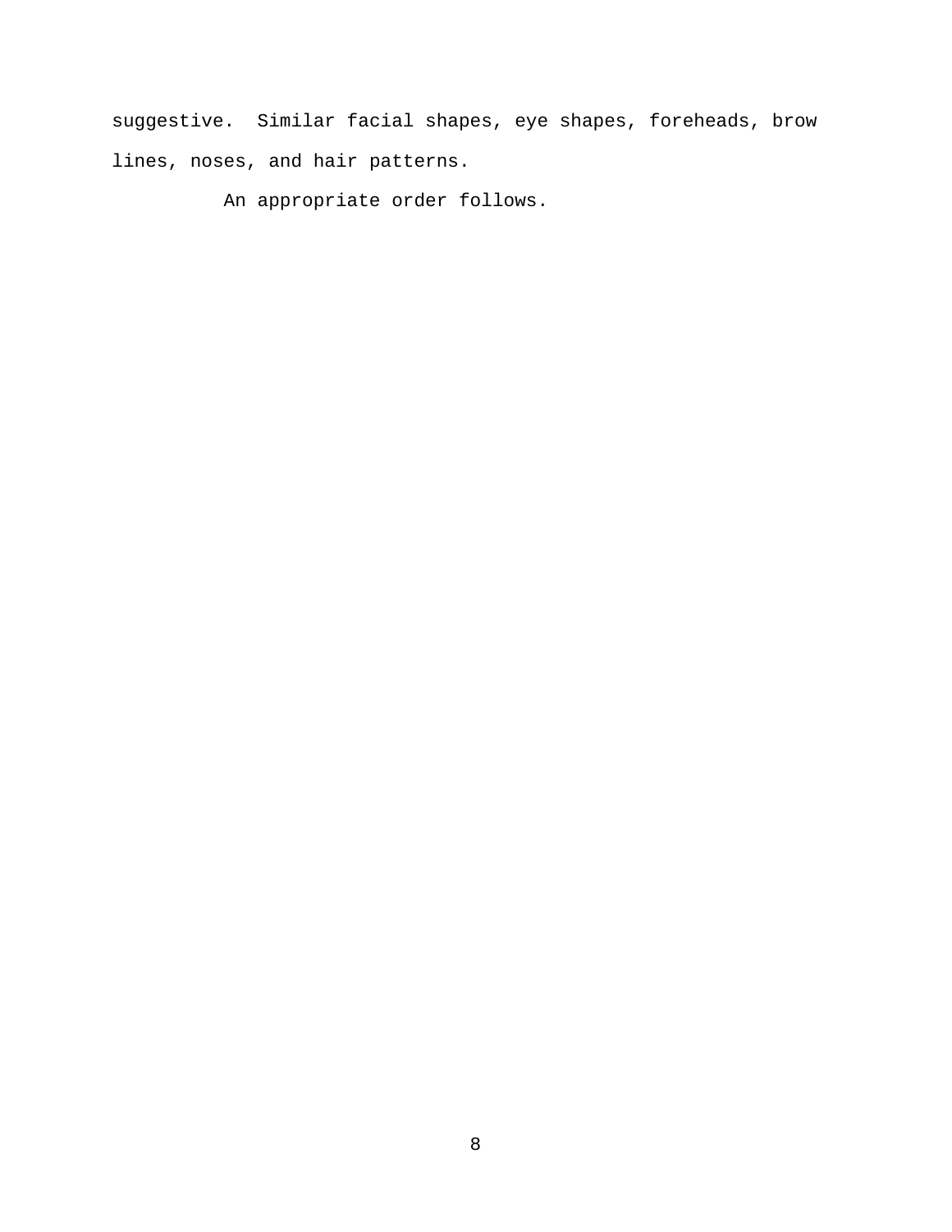suggestive. Similar facial shapes, eye shapes, foreheads, brow lines, noses, and hair patterns.

An appropriate order follows.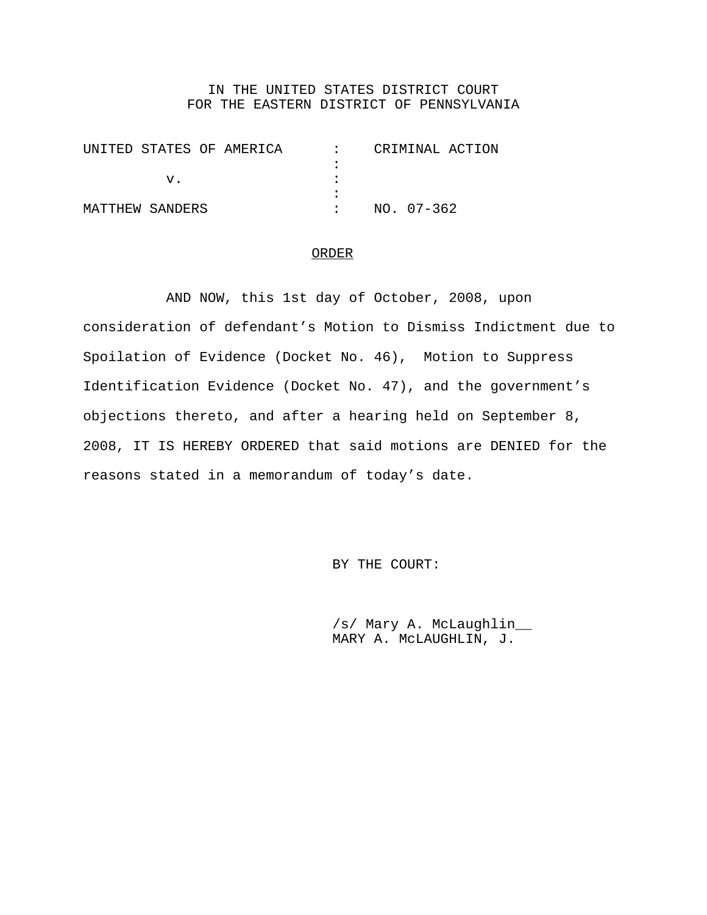IN THE UNITED STATES DISTRICT COURT
FOR THE EASTERN DISTRICT OF PENNSYLVANIA

| | | |
|---|---|---|
| UNITED STATES OF AMERICA | : | CRIMINAL ACTION |
| | : | |
| v. | : | |
| | : | |
| MATTHEW SANDERS | : | NO. 07-362 |

ORDER

AND NOW, this 1st day of October, 2008, upon consideration of defendant's Motion to Dismiss Indictment due to Spoilation of Evidence (Docket No. 46), Motion to Suppress Identification Evidence (Docket No. 47), and the government's objections thereto, and after a hearing held on September 8, 2008, IT IS HEREBY ORDERED that said motions are DENIED for the reasons stated in a memorandum of today's date.

BY THE COURT:

/s/ Mary A. McLaughlin__
MARY A. McLAUGHLIN, J.